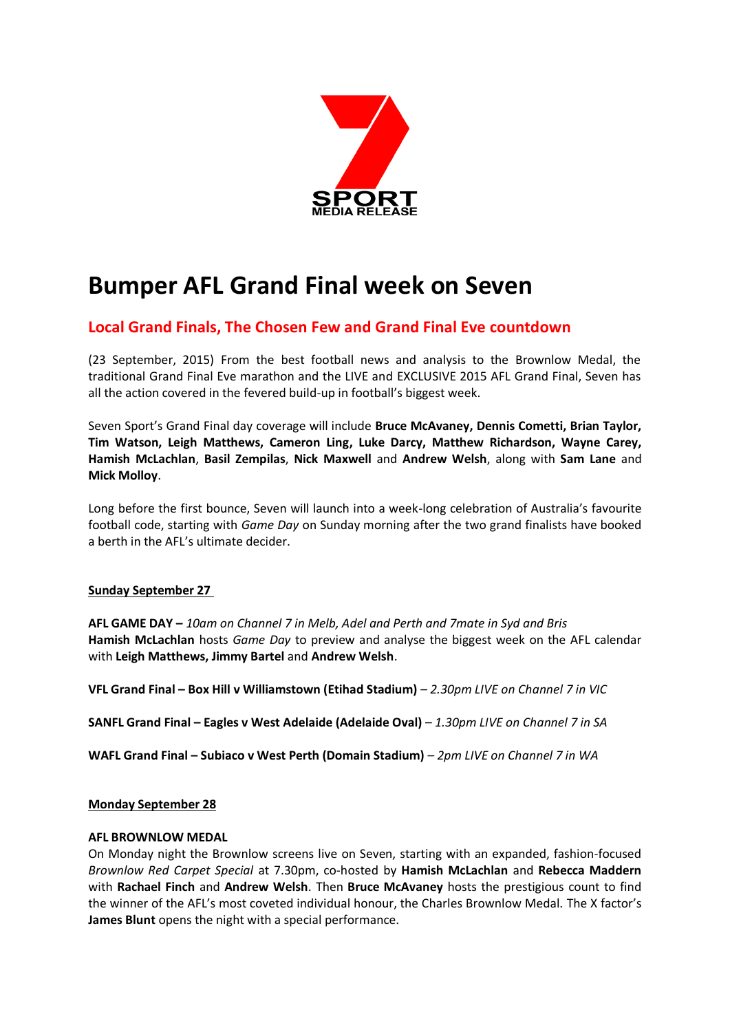SPORT
MEDIA RELEASE

# Bumper AFL Grand Final week on Seven

## Local Grand Finals, The Chosen Few and Grand Final Eve countdown

(23 September, 2015) From the best football news and analysis to the Brownlow Medal, the traditional Grand Final Eve marathon and the LIVE and EXCLUSIVE 2015 AFL Grand Final, Seven has all the action covered in the fevered build-up in football's biggest week.

Seven Sport's Grand Final day coverage will include **Bruce McAvaney, Dennis Cometti, Brian Taylor, Tim Watson, Leigh Matthews, Cameron Ling, Luke Darcy, Matthew Richardson, Wayne Carey, Hamish McLachlan**, **Basil Zempilas**, **Nick Maxwell** and **Andrew Welsh**, along with **Sam Lane** and **Mick Molloy**.

Long before the first bounce, Seven will launch into a week-long celebration of Australia's favourite football code, starting with *Game Day* on Sunday morning after the two grand finalists have booked a berth in the AFL's ultimate decider.

**Sunday September 27**

**AFL GAME DAY –** *10am on Channel 7 in Melb, Adel and Perth and 7mate in Syd and Bris*
**Hamish McLachlan** hosts *Game Day* to preview and analyse the biggest week on the AFL calendar with **Leigh Matthews, Jimmy Bartel** and **Andrew Welsh**.

**VFL Grand Final – Box Hill v Williamstown (Etihad Stadium)** – *2.30pm LIVE on Channel 7 in VIC*

**SANFL Grand Final – Eagles v West Adelaide (Adelaide Oval)** – *1.30pm LIVE on Channel 7 in SA*

**WAFL Grand Final – Subiaco v West Perth (Domain Stadium)** – *2pm LIVE on Channel 7 in WA*

**Monday September 28**

**AFL BROWNLOW MEDAL**
On Monday night the Brownlow screens live on Seven, starting with an expanded, fashion-focused *Brownlow Red Carpet Special* at 7.30pm, co-hosted by **Hamish McLachlan** and **Rebecca Maddern** with **Rachael Finch** and **Andrew Welsh**. Then **Bruce McAvaney** hosts the prestigious count to find the winner of the AFL's most coveted individual honour, the Charles Brownlow Medal. The X factor's **James Blunt** opens the night with a special performance.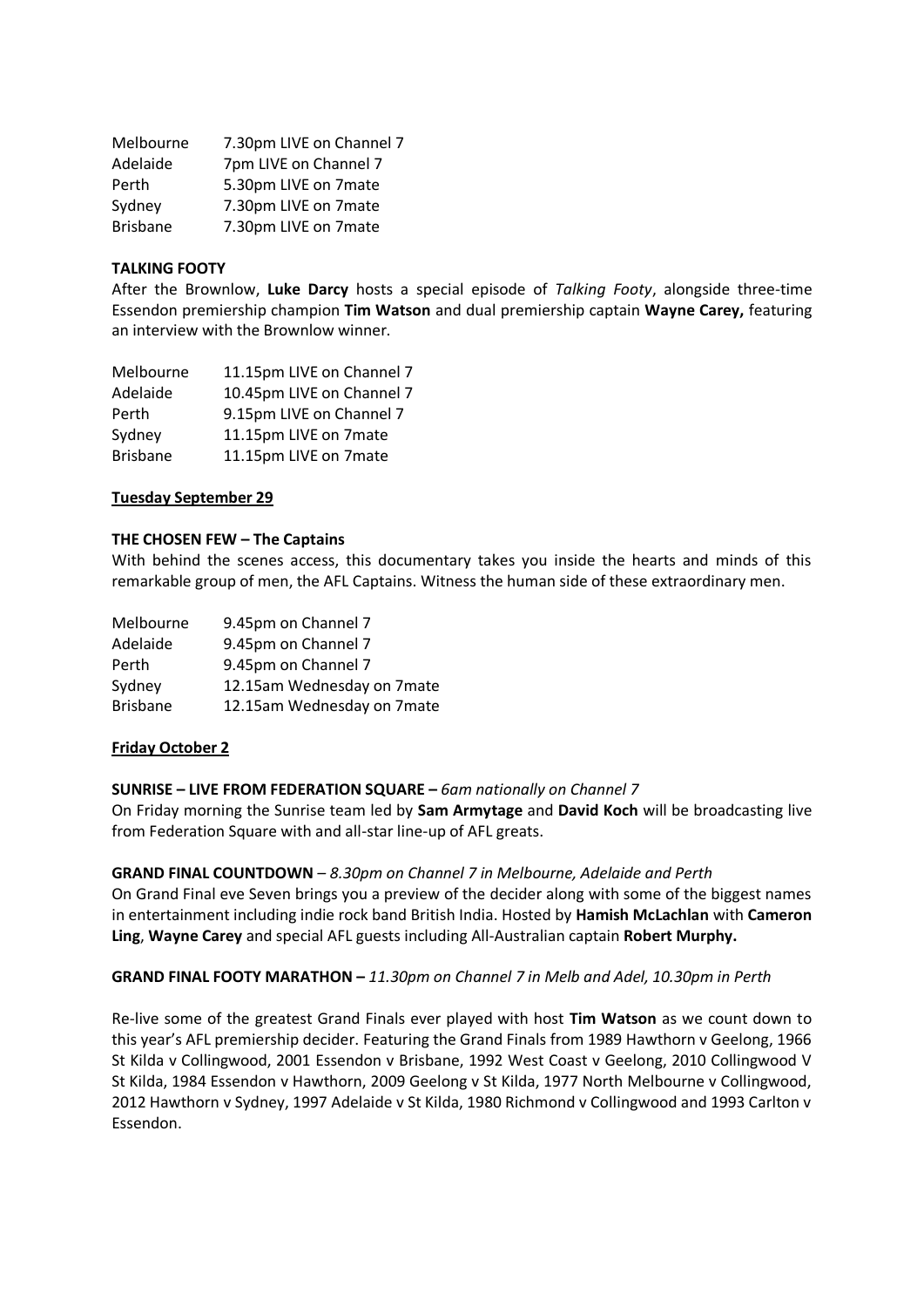| | |
|---|---|
| Melbourne | 7.30pm LIVE on Channel 7 |
| Adelaide | 7pm LIVE on Channel 7 |
| Perth | 5.30pm LIVE on 7mate |
| Sydney | 7.30pm LIVE on 7mate |
| Brisbane | 7.30pm LIVE on 7mate |

**TALKING FOOTY**

After the Brownlow, **Luke Darcy** hosts a special episode of *Talking Footy*, alongside three-time Essendon premiership champion **Tim Watson** and dual premiership captain **Wayne Carey,** featuring an interview with the Brownlow winner.

| | |
|---|---|
| Melbourne | 11.15pm LIVE on Channel 7 |
| Adelaide | 10.45pm LIVE on Channel 7 |
| Perth | 9.15pm LIVE on Channel 7 |
| Sydney | 11.15pm LIVE on 7mate |
| Brisbane | 11.15pm LIVE on 7mate |

**Tuesday September 29**

**THE CHOSEN FEW – The Captains**

With behind the scenes access, this documentary takes you inside the hearts and minds of this remarkable group of men, the AFL Captains. Witness the human side of these extraordinary men.

| | |
|---|---|
| Melbourne | 9.45pm on Channel 7 |
| Adelaide | 9.45pm on Channel 7 |
| Perth | 9.45pm on Channel 7 |
| Sydney | 12.15am Wednesday on 7mate |
| Brisbane | 12.15am Wednesday on 7mate |

**Friday October 2**

**SUNRISE – LIVE FROM FEDERATION SQUARE –** *6am nationally on Channel 7*

On Friday morning the Sunrise team led by **Sam Armytage** and **David Koch** will be broadcasting live from Federation Square with and all-star line-up of AFL greats.

**GRAND FINAL COUNTDOWN** – *8.30pm on Channel 7 in Melbourne, Adelaide and Perth*

On Grand Final eve Seven brings you a preview of the decider along with some of the biggest names in entertainment including indie rock band British India. Hosted by **Hamish McLachlan** with **Cameron Ling**, **Wayne Carey** and special AFL guests including All-Australian captain **Robert Murphy.**

**GRAND FINAL FOOTY MARATHON –** *11.30pm on Channel 7 in Melb and Adel, 10.30pm in Perth*

Re-live some of the greatest Grand Finals ever played with host **Tim Watson** as we count down to this year's AFL premiership decider. Featuring the Grand Finals from 1989 Hawthorn v Geelong, 1966 St Kilda v Collingwood, 2001 Essendon v Brisbane, 1992 West Coast v Geelong, 2010 Collingwood V St Kilda, 1984 Essendon v Hawthorn, 2009 Geelong v St Kilda, 1977 North Melbourne v Collingwood, 2012 Hawthorn v Sydney, 1997 Adelaide v St Kilda, 1980 Richmond v Collingwood and 1993 Carlton v Essendon.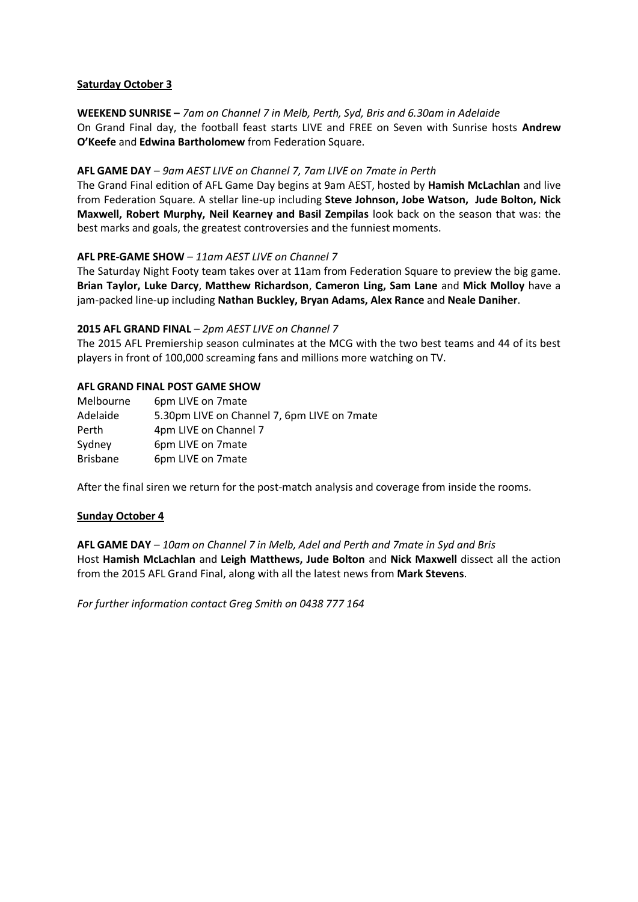**<u>Saturday October 3</u>**

**WEEKEND SUNRISE –** *7am on Channel 7 in Melb, Perth, Syd, Bris and 6.30am in Adelaide*
On Grand Final day, the football feast starts LIVE and FREE on Seven with Sunrise hosts **Andrew O'Keefe** and **Edwina Bartholomew** from Federation Square.

**AFL GAME DAY** – *9am AEST LIVE on Channel 7, 7am LIVE on 7mate in Perth*
The Grand Final edition of AFL Game Day begins at 9am AEST, hosted by **Hamish McLachlan** and live from Federation Square. A stellar line-up including **Steve Johnson, Jobe Watson, Jude Bolton, Nick Maxwell, Robert Murphy, Neil Kearney and Basil Zempilas** look back on the season that was: the best marks and goals, the greatest controversies and the funniest moments.

**AFL PRE-GAME SHOW** – *11am AEST LIVE on Channel 7*
The Saturday Night Footy team takes over at 11am from Federation Square to preview the big game. **Brian Taylor, Luke Darcy**, **Matthew Richardson**, **Cameron Ling, Sam Lane** and **Mick Molloy** have a jam-packed line-up including **Nathan Buckley, Bryan Adams, Alex Rance** and **Neale Daniher**.

**2015 AFL GRAND FINAL** – *2pm AEST LIVE on Channel 7*
The 2015 AFL Premiership season culminates at the MCG with the two best teams and 44 of its best players in front of 100,000 screaming fans and millions more watching on TV.

**AFL GRAND FINAL POST GAME SHOW**

| | |
|---|---|
| Melbourne | 6pm LIVE on 7mate |
| Adelaide | 5.30pm LIVE on Channel 7, 6pm LIVE on 7mate |
| Perth | 4pm LIVE on Channel 7 |
| Sydney | 6pm LIVE on 7mate |
| Brisbane | 6pm LIVE on 7mate |

After the final siren we return for the post-match analysis and coverage from inside the rooms.

**<u>Sunday October 4</u>**

**AFL GAME DAY** – *10am on Channel 7 in Melb, Adel and Perth and 7mate in Syd and Bris*
Host **Hamish McLachlan** and **Leigh Matthews, Jude Bolton** and **Nick Maxwell** dissect all the action from the 2015 AFL Grand Final, along with all the latest news from **Mark Stevens**.

*For further information contact Greg Smith on 0438 777 164*